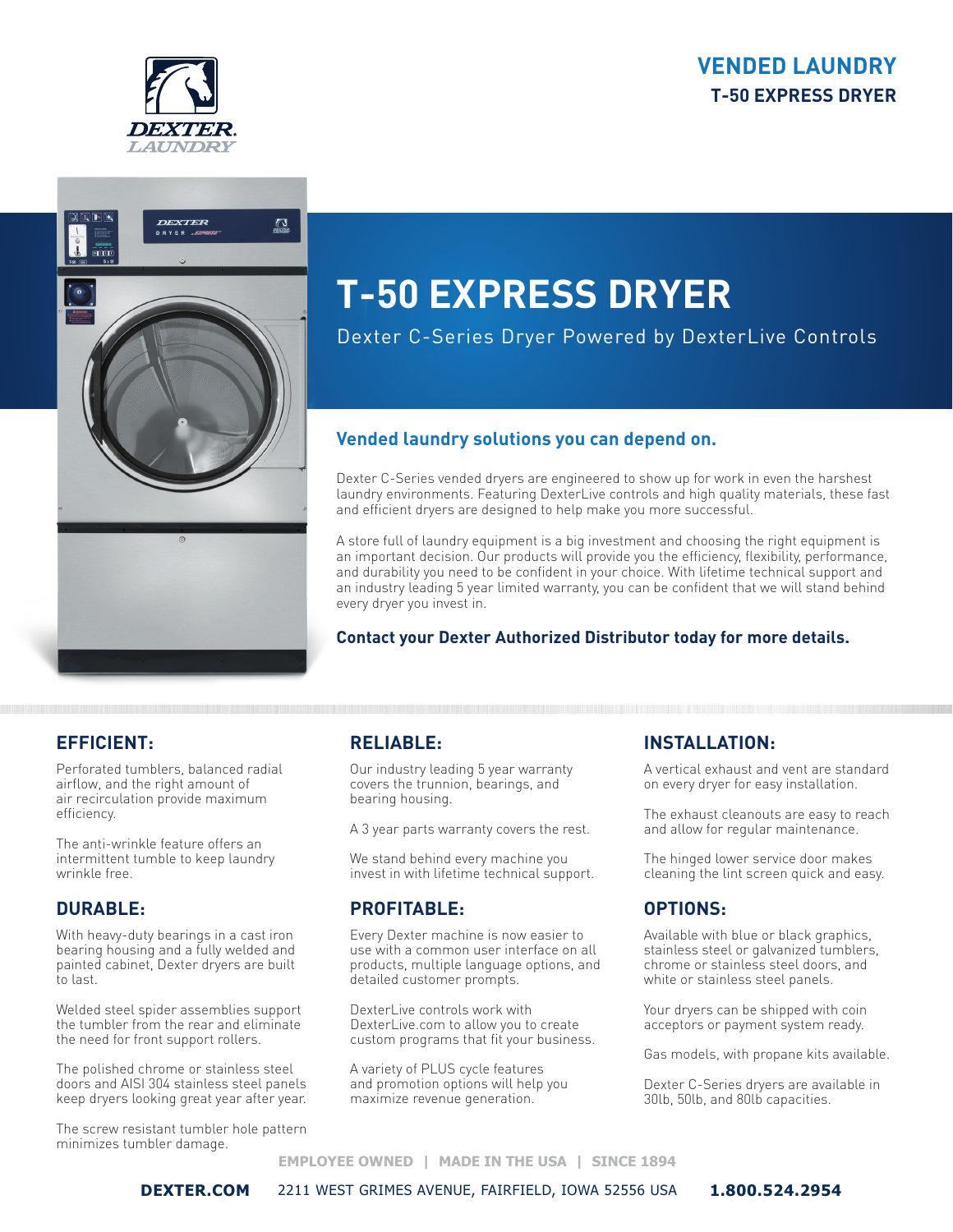DEXTER LAUNDRY

**VENDED LAUNDRY**
**T-50 EXPRESS DRYER**

# T-50 EXPRESS DRYER

Dexter C-Series Dryer Powered by DexterLive Controls

## Vended laundry solutions you can depend on.

Dexter C-Series vended dryers are engineered to show up for work in even the harshest laundry environments. Featuring DexterLive controls and high quality materials, these fast and efficient dryers are designed to help make you more successful.

A store full of laundry equipment is a big investment and choosing the right equipment is an important decision. Our products will provide you the efficiency, flexibility, performance, and durability you need to be confident in your choice. With lifetime technical support and an industry leading 5 year limited warranty, you can be confident that we will stand behind every dryer you invest in.

**Contact your Dexter Authorized Distributor today for more details.**

### EFFICIENT:

Perforated tumblers, balanced radial airflow, and the right amount of air recirculation provide maximum efficiency.

The anti-wrinkle feature offers an intermittent tumble to keep laundry wrinkle free.

### DURABLE:

With heavy-duty bearings in a cast iron bearing housing and a fully welded and painted cabinet, Dexter dryers are built to last.

Welded steel spider assemblies support the tumbler from the rear and eliminate the need for front support rollers.

The polished chrome or stainless steel doors and AISI 304 stainless steel panels keep dryers looking great year after year.

The screw resistant tumbler hole pattern minimizes tumbler damage.

### RELIABLE:

Our industry leading 5 year warranty covers the trunnion, bearings, and bearing housing.

A 3 year parts warranty covers the rest.

We stand behind every machine you invest in with lifetime technical support.

### PROFITABLE:

Every Dexter machine is now easier to use with a common user interface on all products, multiple language options, and detailed customer prompts.

DexterLive controls work with DexterLive.com to allow you to create custom programs that fit your business.

A variety of PLUS cycle features and promotion options will help you maximize revenue generation.

### INSTALLATION:

A vertical exhaust and vent are standard on every dryer for easy installation.

The exhaust cleanouts are easy to reach and allow for regular maintenance.

The hinged lower service door makes cleaning the lint screen quick and easy.

### OPTIONS:

Available with blue or black graphics, stainless steel or galvanized tumblers, chrome or stainless steel doors, and white or stainless steel panels.

Your dryers can be shipped with coin acceptors or payment system ready.

Gas models, with propane kits available.

Dexter C-Series dryers are available in 30lb, 50lb, and 80lb capacities.

EMPLOYEE OWNED | MADE IN THE USA | SINCE 1894

**DEXTER.COM** 2211 WEST GRIMES AVENUE, FAIRFIELD, IOWA 52556 USA **1.800.524.2954**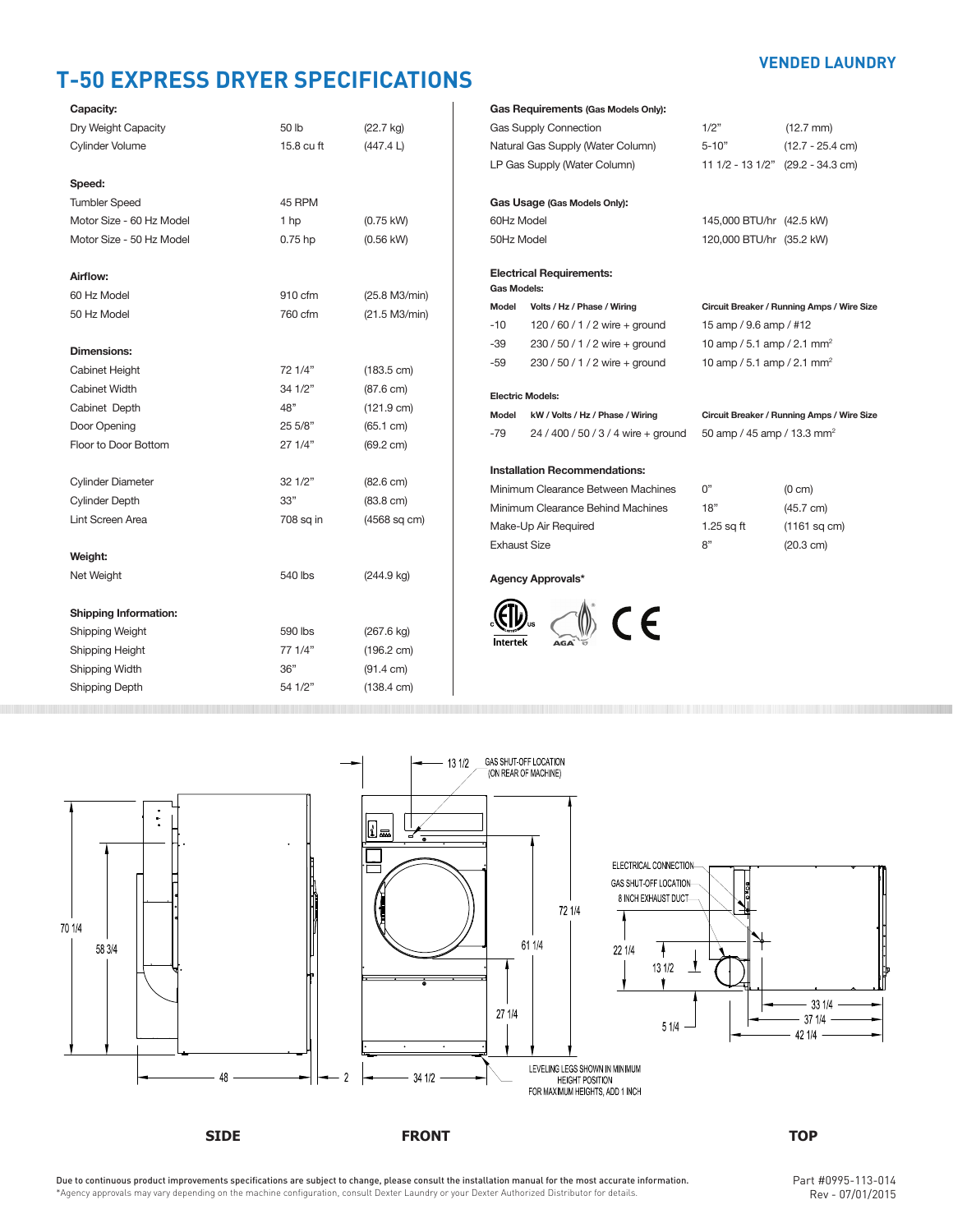VENDED LAUNDRY

# T-50 EXPRESS DRYER SPECIFICATIONS

| | | |
|---|---|---|
| **Capacity:** | | |
| Dry Weight Capacity | 50 lb | (22.7 kg) |
| Cylinder Volume | 15.8 cu ft | (447.4 L) |
| **Speed:** | | |
| Tumbler Speed | 45 RPM | |
| Motor Size - 60 Hz Model | 1 hp | (0.75 kW) |
| Motor Size - 50 Hz Model | 0.75 hp | (0.56 kW) |
| **Airflow:** | | |
| 60 Hz Model | 910 cfm | (25.8 M3/min) |
| 50 Hz Model | 760 cfm | (21.5 M3/min) |
| **Dimensions:** | | |
| Cabinet Height | 72 1/4" | (183.5 cm) |
| Cabinet Width | 34 1/2" | (87.6 cm) |
| Cabinet Depth | 48" | (121.9 cm) |
| Door Opening | 25 5/8" | (65.1 cm) |
| Floor to Door Bottom | 27 1/4" | (69.2 cm) |
| Cylinder Diameter | 32 1/2" | (82.6 cm) |
| Cylinder Depth | 33" | (83.8 cm) |
| Lint Screen Area | 708 sq in | (4568 sq cm) |
| **Weight:** | | |
| Net Weight | 540 lbs | (244.9 kg) |
| **Shipping Information:** | | |
| Shipping Weight | 590 lbs | (267.6 kg) |
| Shipping Height | 77 1/4" | (196.2 cm) |
| Shipping Width | 36" | (91.4 cm) |
| Shipping Depth | 54 1/2" | (138.4 cm) |

| | | |
|---|---|---|
| **Gas Requirements** (Gas Models Only): | | |
| Gas Supply Connection | 1/2" | (12.7 mm) |
| Natural Gas Supply (Water Column) | 5-10" | (12.7 - 25.4 cm) |
| LP Gas Supply (Water Column) | 11 1/2 - 13 1/2" | (29.2 - 34.3 cm) |
| **Gas Usage** (Gas Models Only): | | |
| 60Hz Model | 145,000 BTU/hr | (42.5 kW) |
| 50Hz Model | 120,000 BTU/hr | (35.2 kW) |

**Electrical Requirements:**

**Gas Models:**

| Model | Volts / Hz / Phase / Wiring | Circuit Breaker / Running Amps / Wire Size |
|---|---|---|
| -10 | 120 / 60 / 1 / 2 wire + ground | 15 amp / 9.6 amp / #12 |
| -39 | 230 / 50 / 1 / 2 wire + ground | 10 amp / 5.1 amp / 2.1 mm² |
| -59 | 230 / 50 / 1 / 2 wire + ground | 10 amp / 5.1 amp / 2.1 mm² |

**Electric Models:**

| Model | kW / Volts / Hz / Phase / Wiring | Circuit Breaker / Running Amps / Wire Size |
|---|---|---|
| -79 | 24 / 400 / 50 / 3 / 4 wire + ground | 50 amp / 45 amp / 13.3 mm² |

| | | |
|---|---|---|
| **Installation Recommendations:** | | |
| Minimum Clearance Between Machines | 0" | (0 cm) |
| Minimum Clearance Behind Machines | 18" | (45.7 cm) |
| Make-Up Air Required | 1.25 sq ft | (1161 sq cm) |
| Exhaust Size | 8" | (20.3 cm) |

**Agency Approvals***

Intertek AGA CE

70 1/4
58 3/4
48
2
13 1/2
GAS SHUT-OFF LOCATION (ON REAR OF MACHINE)
72 1/4
61 1/4
27 1/4
34 1/2
LEVELING LEGS SHOWN IN MINIMUM HEIGHT POSITION FOR MAXIMUM HEIGHTS, ADD 1 INCH
ELECTRICAL CONNECTION
GAS SHUT-OFF LOCATION
8 INCH EXHAUST DUCT
22 1/4
13 1/2
5 1/4
33 1/4
37 1/4
42 1/4

**SIDE** **FRONT** **TOP**

Due to continuous product improvements specifications are subject to change, please consult the installation manual for the most accurate information.
*Agency approvals may vary depending on the machine configuration, consult Dexter Laundry or your Dexter Authorized Distributor for details.

Part #0995-113-014
Rev - 07/01/2015